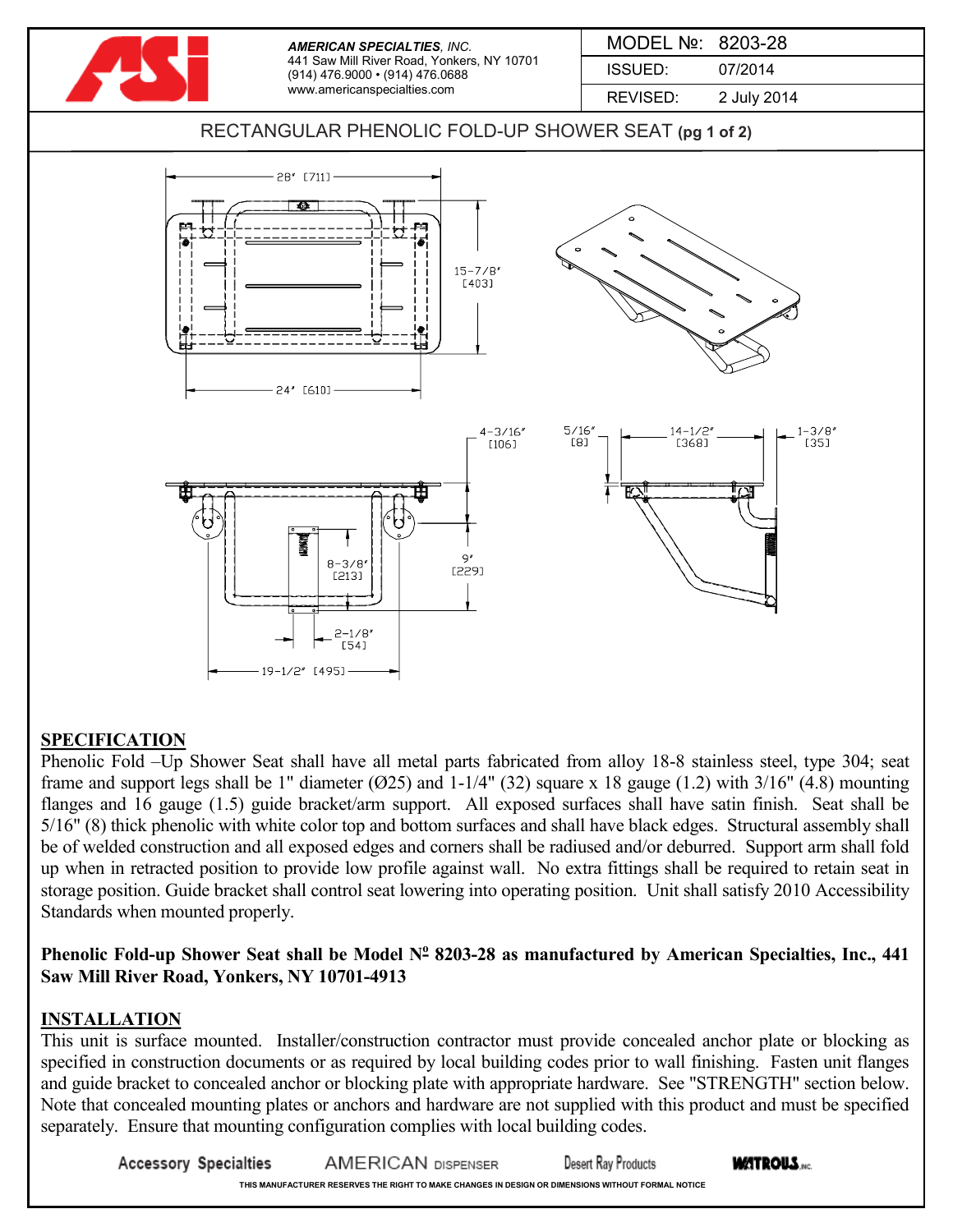**AMERICAN SPECIALTIES**, *INC.*
441 Saw Mill River Road, Yonkers, NY 10701
(914) 476.9000 • (914) 476.0688
www.americanspecialties.com

| MODEL №: | 8203-28 |
|---|---|
| ISSUED: | 07/2014 |
| REVISED: | 2 July 2014 |

# RECTANGULAR PHENOLIC FOLD-UP SHOWER SEAT **(pg 1 of 2)**

28" [711]
15-7/8" [403]
24" [610]
4-3/16" [106]
5/16" [8]
14-1/2" [368]
1-3/8" [35]
9" [229]
8-3/8" [213]
2-1/8" [54]
19-1/2" [495]

## SPECIFICATION

Phenolic Fold –Up Shower Seat shall have all metal parts fabricated from alloy 18-8 stainless steel, type 304; seat frame and support legs shall be 1" diameter (Ø25) and 1-1/4" (32) square x 18 gauge (1.2) with 3/16" (4.8) mounting flanges and 16 gauge (1.5) guide bracket/arm support. All exposed surfaces shall have satin finish. Seat shall be 5/16" (8) thick phenolic with white color top and bottom surfaces and shall have black edges. Structural assembly shall be of welded construction and all exposed edges and corners shall be radiused and/or deburred. Support arm shall fold up when in retracted position to provide low profile against wall. No extra fittings shall be required to retain seat in storage position. Guide bracket shall control seat lowering into operating position. Unit shall satisfy 2010 Accessibility Standards when mounted properly.

**Phenolic Fold-up Shower Seat shall be Model № 8203-28 as manufactured by American Specialties, Inc., 441 Saw Mill River Road, Yonkers, NY 10701-4913**

## INSTALLATION

This unit is surface mounted. Installer/construction contractor must provide concealed anchor plate or blocking as specified in construction documents or as required by local building codes prior to wall finishing. Fasten unit flanges and guide bracket to concealed anchor or blocking plate with appropriate hardware. See "STRENGTH" section below. Note that concealed mounting plates or anchors and hardware are not supplied with this product and must be specified separately. Ensure that mounting configuration complies with local building codes.

Accessory Specialties AMERICAN DISPENSER Desert Ray Products WATROUS INC.

THIS MANUFACTURER RESERVES THE RIGHT TO MAKE CHANGES IN DESIGN OR DIMENSIONS WITHOUT FORMAL NOTICE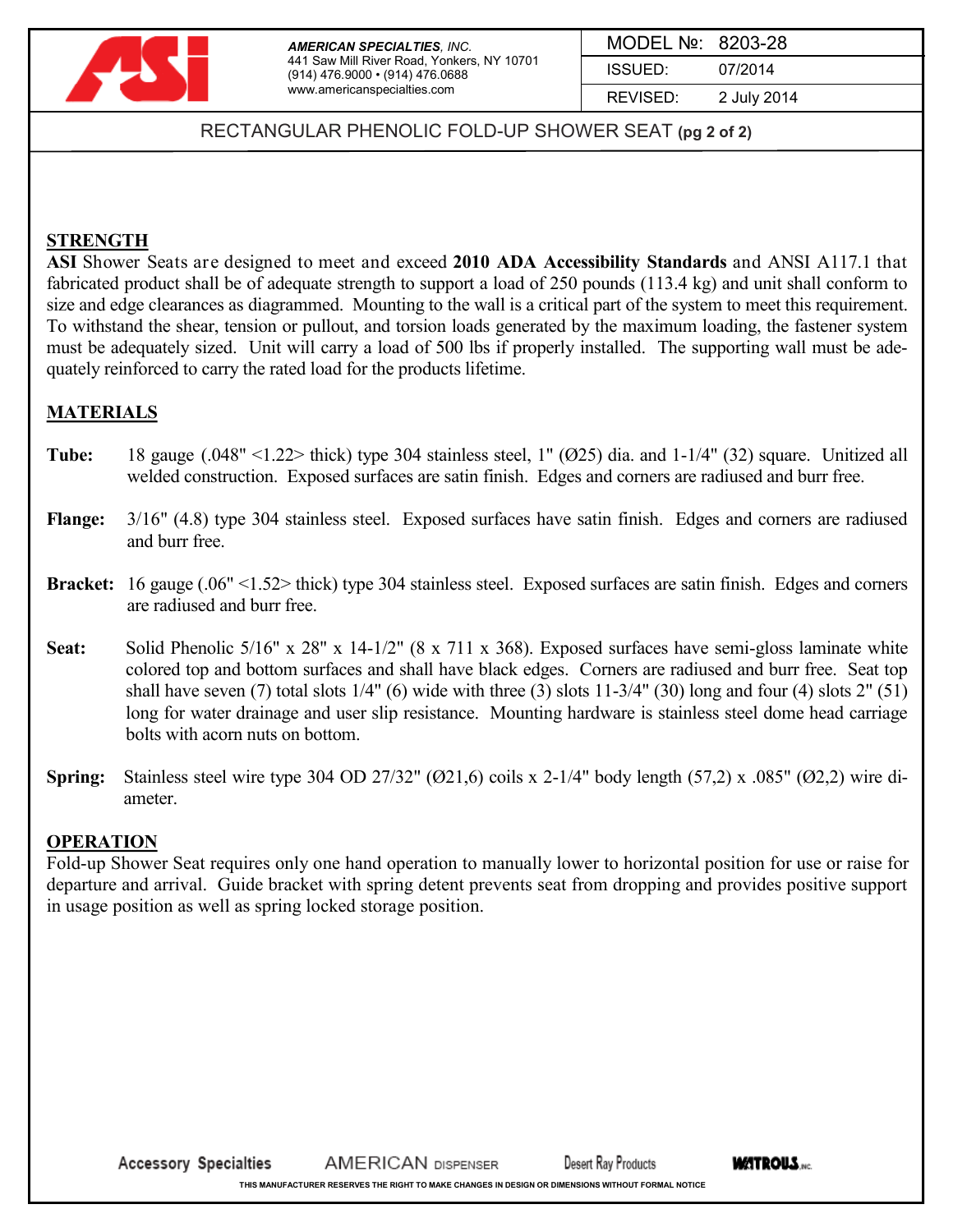**AMERICAN SPECIALTIES**, *INC.*
441 Saw Mill River Road, Yonkers, NY 10701
(914) 476.9000 • (914) 476.0688
www.americanspecialties.com

| | |
|---|---|
| MODEL №: | 8203-28 |
| ISSUED: | 07/2014 |
| REVISED: | 2 July 2014 |

# RECTANGULAR PHENOLIC FOLD-UP SHOWER SEAT (pg 2 of 2)

## STRENGTH

**ASI** Shower Seats are designed to meet and exceed **2010 ADA Accessibility Standards** and ANSI A117.1 that fabricated product shall be of adequate strength to support a load of 250 pounds (113.4 kg) and unit shall conform to size and edge clearances as diagrammed. Mounting to the wall is a critical part of the system to meet this requirement. To withstand the shear, tension or pullout, and torsion loads generated by the maximum loading, the fastener system must be adequately sized. Unit will carry a load of 500 lbs if properly installed. The supporting wall must be adequately reinforced to carry the rated load for the products lifetime.

## MATERIALS

**Tube:** 18 gauge (.048" <1.22> thick) type 304 stainless steel, 1" (Ø25) dia. and 1-1/4" (32) square. Unitized all welded construction. Exposed surfaces are satin finish. Edges and corners are radiused and burr free.

**Flange:** 3/16" (4.8) type 304 stainless steel. Exposed surfaces have satin finish. Edges and corners are radiused and burr free.

**Bracket:** 16 gauge (.06" <1.52> thick) type 304 stainless steel. Exposed surfaces are satin finish. Edges and corners are radiused and burr free.

**Seat:** Solid Phenolic 5/16" x 28" x 14-1/2" (8 x 711 x 368). Exposed surfaces have semi-gloss laminate white colored top and bottom surfaces and shall have black edges. Corners are radiused and burr free. Seat top shall have seven (7) total slots 1/4" (6) wide with three (3) slots 11-3/4" (30) long and four (4) slots 2" (51) long for water drainage and user slip resistance. Mounting hardware is stainless steel dome head carriage bolts with acorn nuts on bottom.

**Spring:** Stainless steel wire type 304 OD 27/32" (Ø21,6) coils x 2-1/4" body length (57,2) x .085" (Ø2,2) wire diameter.

## OPERATION

Fold-up Shower Seat requires only one hand operation to manually lower to horizontal position for use or raise for departure and arrival. Guide bracket with spring detent prevents seat from dropping and provides positive support in usage position as well as spring locked storage position.

Accessory Specialties AMERICAN DISPENSER Desert Ray Products WATROUS INC.

THIS MANUFACTURER RESERVES THE RIGHT TO MAKE CHANGES IN DESIGN OR DIMENSIONS WITHOUT FORMAL NOTICE